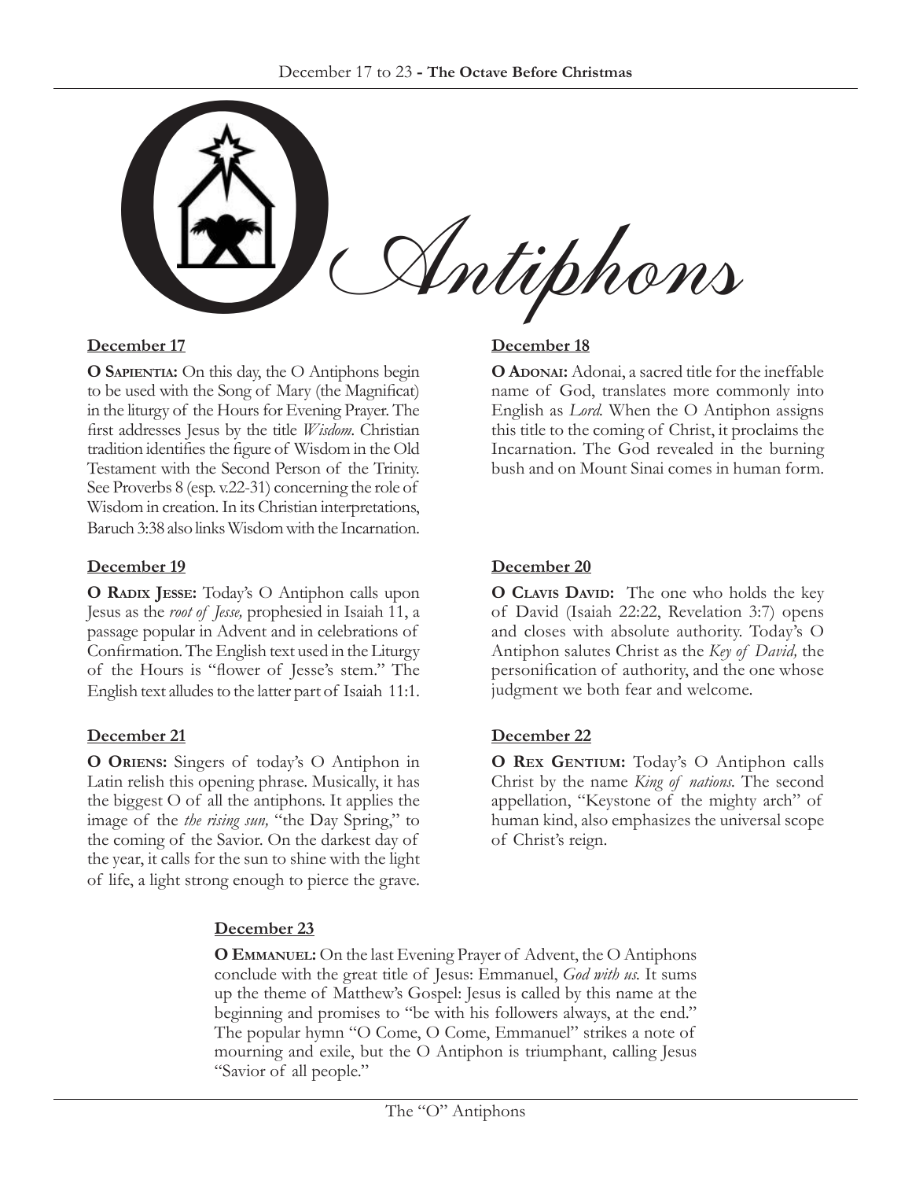# O Antiphons

## December 17

**O Sapientia:** On this day, the O Antiphons begin to be used with the Song of Mary (the Magnificat) in the liturgy of the Hours for Evening Prayer. The first addresses Jesus by the title *Wisdom*. Christian tradition identifies the figure of Wisdom in the Old Testament with the Second Person of the Trinity. See Proverbs 8 (esp. v.22-31) concerning the role of Wisdom in creation. In its Christian interpretations, Baruch 3:38 also links Wisdom with the Incarnation.

## December 18

**O Adonai:** Adonai, a sacred title for the ineffable name of God, translates more commonly into English as *Lord*. When the O Antiphon assigns this title to the coming of Christ, it proclaims the Incarnation. The God revealed in the burning bush and on Mount Sinai comes in human form.

## December 19

**O Radix Jesse:** Today's O Antiphon calls upon Jesus as the *root of Jesse,* prophesied in Isaiah 11, a passage popular in Advent and in celebrations of Confirmation. The English text used in the Liturgy of the Hours is "flower of Jesse's stem." The English text alludes to the latter part of Isaiah 11:1.

## December 20

**O Clavis David:** The one who holds the key of David (Isaiah 22:22, Revelation 3:7) opens and closes with absolute authority. Today's O Antiphon salutes Christ as the *Key of David,* the personification of authority, and the one whose judgment we both fear and welcome.

## December 21

**O Oriens:** Singers of today's O Antiphon in Latin relish this opening phrase. Musically, it has the biggest O of all the antiphons. It applies the image of the *the rising sun,* "the Day Spring," to the coming of the Savior. On the darkest day of the year, it calls for the sun to shine with the light of life, a light strong enough to pierce the grave.

## December 22

**O Rex Gentium:** Today's O Antiphon calls Christ by the name *King of nations*. The second appellation, "Keystone of the mighty arch" of human kind, also emphasizes the universal scope of Christ's reign.

## December 23

**O Emmanuel:** On the last Evening Prayer of Advent, the O Antiphons conclude with the great title of Jesus: Emmanuel, *God with us.* It sums up the theme of Matthew's Gospel: Jesus is called by this name at the beginning and promises to "be with his followers always, at the end." The popular hymn "O Come, O Come, Emmanuel" strikes a note of mourning and exile, but the O Antiphon is triumphant, calling Jesus "Savior of all people."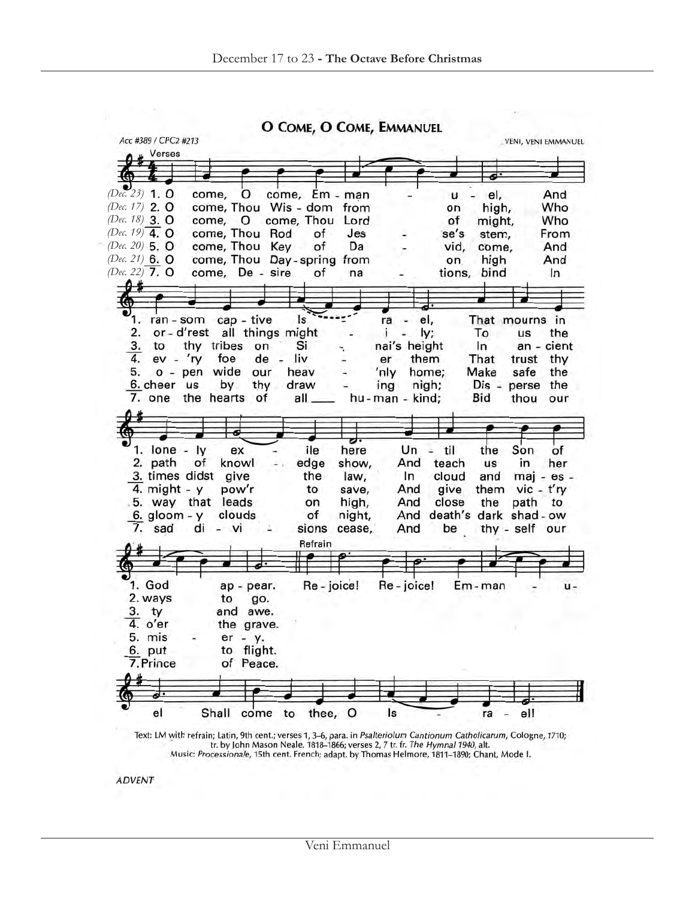# O Come, O Come, Emmanuel

Acc #389 / CPC2 #213

VENI, VENI EMMANUEL

Verses

(Dec. 23) 1. O come, O come, Em - man - u - el, And ransom captive Israel, That mourns in lonely exile here Until the Son of God appear.

(Dec. 17) 2. O come, Thou Wisdom from on high, Who ord'rest all things mightily; To us the path of knowledge show, And teach us in her ways to go.

(Dec. 18) 3. O come, O come, Thou Lord of might, Who to thy tribes on Sinai's height In ancient times didst give the law, In cloud and majesty and awe.

(Dec. 19) 4. O come, Thou Rod of Jesse's stem, From ev'ry foe deliver them That trust thy mighty pow'r to save, And give them vict'ry o'er the grave.

(Dec. 20) 5. O come, Thou Key of David, come, And open wide our heav'nly home; Make safe the way that leads on high, And close the path to misery.

(Dec. 21) 6. O come, Thou Day-spring from on high And cheer us by thy drawing nigh; Disperse the gloomy clouds of night, And death's dark shadow put to flight.

(Dec. 22) 7. O come, Desire of nations, bind In one the hearts of all humankind; Bid thou our sad divisions cease, And be thyself our Prince of Peace.

Refrain

Rejoice! Rejoice! Emmanuel Shall come to thee, O Israel!

Text: LM with refrain; Latin, 9th cent.; verses 1, 3–6, para. in *Psalteriolum Cantionum Catholicarum*, Cologne, 1710; tr. by John Mason Neale, 1818–1866; verses 2, 7 tr. fr. *The Hymnal 1940*, alt.
Music: *Processionale*, 15th cent. French; adapt. by Thomas Helmore, 1811–1890; Chant, Mode I.

*ADVENT*